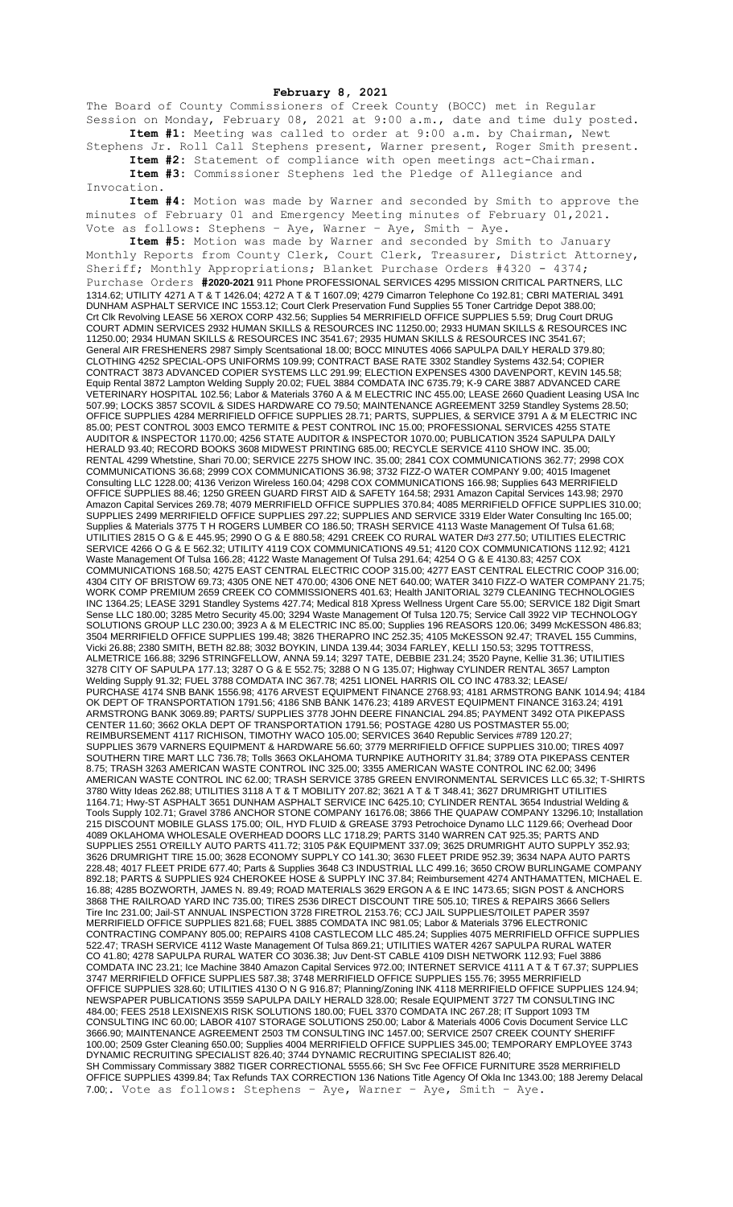**February 8, 2021**

The Board of County Commissioners of Creek County (BOCC) met in Regular Session on Monday, February 08, 2021 at 9:00 a.m., date and time duly posted.

**Item #1:** Meeting was called to order at 9:00 a.m. by Chairman, Newt Stephens Jr. Roll Call Stephens present, Warner present, Roger Smith present.

**Item #2:** Statement of compliance with open meetings act-Chairman.

**Item #3:** Commissioner Stephens led the Pledge of Allegiance and Invocation.

**Item #4:** Motion was made by Warner and seconded by Smith to approve the minutes of February 01 and Emergency Meeting minutes of February 01,2021. Vote as follows: Stephens – Aye, Warner – Aye, Smith – Aye.

**Item #5:** Motion was made by Warner and seconded by Smith to January Monthly Reports from County Clerk, Court Clerk, Treasurer, District Attorney, Sheriff; Monthly Appropriations; Blanket Purchase Orders #4320 - 4374; Purchase Orders **#2020-2021** 911 Phone PROFESSIONAL SERVICES 4295 MISSION CRITICAL PARTNERS, LLC 1314.62; UTILITY 4271 A T & T 1426.04; 4272 A T & T 1607.09; 4279 Cimarron Telephone Co 192.81; CBRI MATERIAL 3491 DUNHAM ASPHALT SERVICE INC 1553.12; Court Clerk Preservation Fund Supplies 55 Toner Cartridge Depot 388.00; Crt Clk Revolving LEASE 56 XEROX CORP 432.56; Supplies 54 MERRIFIELD OFFICE SUPPLIES 5.59; Drug Court DRUG COURT ADMIN SERVICES 2932 HUMAN SKILLS & RESOURCES INC 11250.00; 2933 HUMAN SKILLS & RESOURCES INC 11250.00; 2934 HUMAN SKILLS & RESOURCES INC 3541.67; 2935 HUMAN SKILLS & RESOURCES INC 3541.67; General AIR FRESHENERS 2987 Simply Scentsational 18.00; BOCC MINUTES 4066 SAPULPA DAILY HERALD 379.80; CLOTHING 4252 SPECIAL-OPS UNIFORMS 109.99; CONTRACT BASE RATE 3302 Standley Systems 432.54; COPIER CONTRACT 3873 ADVANCED COPIER SYSTEMS LLC 291.99; ELECTION EXPENSES 4300 DAVENPORT, KEVIN 145.58; Equip Rental 3872 Lampton Welding Supply 20.02; FUEL 3884 COMDATA INC 6735.79; K-9 CARE 3887 ADVANCED CARE VETERINARY HOSPITAL 102.56; Labor & Materials 3760 A & M ELECTRIC INC 455.00; LEASE 2660 Quadient Leasing USA Inc 507.99; LOCKS 3857 SCOVIL & SIDES HARDWARE CO 79.50; MAINTENANCE AGREEMENT 3259 Standley Systems 28.50; OFFICE SUPPLIES 4284 MERRIFIELD OFFICE SUPPLIES 28.71; PARTS, SUPPLIES, & SERVICE 3791 A & M ELECTRIC INC 85.00; PEST CONTROL 3003 EMCO TERMITE & PEST CONTROL INC 15.00; PROFESSIONAL SERVICES 4255 STATE AUDITOR & INSPECTOR 1170.00; 4256 STATE AUDITOR & INSPECTOR 1070.00; PUBLICATION 3524 SAPULPA DAILY HERALD 93.40; RECORD BOOKS 3608 MIDWEST PRINTING 685.00; RECYCLE SERVICE 4110 SHOW INC. 35.00; RENTAL 4299 Whetstine, Shari 70.00; SERVICE 2275 SHOW INC. 35.00; 2841 COX COMMUNICATIONS 362.77; 2998 COX COMMUNICATIONS 36.68; 2999 COX COMMUNICATIONS 36.98; 3732 FIZZ-O WATER COMPANY 9.00; 4015 Imagenet Consulting LLC 1228.00; 4136 Verizon Wireless 160.04; 4298 COX COMMUNICATIONS 166.98; Supplies 643 MERRIFIELD OFFICE SUPPLIES 88.46; 1250 GREEN GUARD FIRST AID & SAFETY 164.58; 2931 Amazon Capital Services 143.98; 2970 Amazon Capital Services 269.78; 4079 MERRIFIELD OFFICE SUPPLIES 370.84; 4085 MERRIFIELD OFFICE SUPPLIES 310.00; SUPPLIES 2499 MERRIFIELD OFFICE SUPPLIES 297.22; SUPPLIES AND SERVICE 3319 Elder Water Consulting Inc 165.00; Supplies & Materials 3775 T H ROGERS LUMBER CO 186.50; TRASH SERVICE 4113 Waste Management Of Tulsa 61.68; UTILITIES 2815 O G & E 445.95; 2990 O G & E 880.58; 4291 CREEK CO RURAL WATER D#3 277.50; UTILITIES ELECTRIC SERVICE 4266 O G & E 562.32; UTILITY 4119 COX COMMUNICATIONS 49.51; 4120 COX COMMUNICATIONS 112.92; 4121 Waste Management Of Tulsa 166.28; 4122 Waste Management Of Tulsa 291.64; 4254 O G & E 4130.83; 4257 COX COMMUNICATIONS 168.50; 4275 EAST CENTRAL ELECTRIC COOP 315.00; 4277 EAST CENTRAL ELECTRIC COOP 316.00; 4304 CITY OF BRISTOW 69.73; 4305 ONE NET 470.00; 4306 ONE NET 640.00; WATER 3410 FIZZ-O WATER COMPANY 21.75; WORK COMP PREMIUM 2659 CREEK CO COMMISSIONERS 401.63; Health JANITORIAL 3279 CLEANING TECHNOLOGIES INC 1364.25; LEASE 3291 Standley Systems 427.74; Medical 818 Xpress Wellness Urgent Care 55.00; SERVICE 182 Digit Smart Sense LLC 180.00; 3285 Metro Security 45.00; 3294 Waste Management Of Tulsa 120.75; Service Call 3922 VIP TECHNOLOGY SOLUTIONS GROUP LLC 230.00; 3923 A & M ELECTRIC INC 85.00; Supplies 196 REASORS 120.06; 3499 McKESSON 486.83; 3504 MERRIFIELD OFFICE SUPPLIES 199.48; 3826 THERAPRO INC 252.35; 4105 McKESSON 92.47; TRAVEL 155 Cummins, Vicki 26.88; 2380 SMITH, BETH 82.88; 3032 BOYKIN, LINDA 139.44; 3034 FARLEY, KELLI 150.53; 3295 TOTTRESS, ALMETRICE 166.88; 3296 STRINGFELLOW, ANNA 59.14; 3297 TATE, DEBBIE 231.24; 3520 Payne, Kellie 31.36; UTILITIES 3278 CITY OF SAPULPA 177.13; 3287 O G & E 552.75; 3288 O N G 135.07; Highway CYLINDER RENTAL 3657 Lampton Welding Supply 91.32; FUEL 3788 COMDATA INC 367.78; 4251 LIONEL HARRIS OIL CO INC 4783.32; LEASE/ PURCHASE 4174 SNB BANK 1556.98; 4176 ARVEST EQUIPMENT FINANCE 2768.93; 4181 ARMSTRONG BANK 1014.94; 4184 OK DEPT OF TRANSPORTATION 1791.56; 4186 SNB BANK 1476.23; 4189 ARVEST EQUIPMENT FINANCE 3163.24; 4191 ARMSTRONG BANK 3069.89; PARTS/ SUPPLIES 3778 JOHN DEERE FINANCIAL 294.85; PAYMENT 3492 OTA PIKEPASS CENTER 11.60; 3662 OKLA DEPT OF TRANSPORTATION 1791.56; POSTAGE 4280 US POSTMASTER 55.00; REIMBURSEMENT 4117 RICHISON, TIMOTHY WACO 105.00; SERVICES 3640 Republic Services #789 120.27; SUPPLIES 3679 VARNERS EQUIPMENT & HARDWARE 56.60; 3779 MERRIFIELD OFFICE SUPPLIES 310.00; TIRES 4097 SOUTHERN TIRE MART LLC 736.78; Tolls 3663 OKLAHOMA TURNPIKE AUTHORITY 31.84; 3789 OTA PIKEPASS CENTER 8.75; TRASH 3263 AMERICAN WASTE CONTROL INC 325.00; 3355 AMERICAN WASTE CONTROL INC 62.00; 3496 AMERICAN WASTE CONTROL INC 62.00; TRASH SERVICE 3785 GREEN ENVIRONMENTAL SERVICES LLC 65.32; T-SHIRTS 3780 Witty Ideas 262.88; UTILITIES 3118 A T & T MOBILITY 207.82; 3621 A T & T 348.41; 3627 DRUMRIGHT UTILITIES 1164.71; Hwy-ST ASPHALT 3651 DUNHAM ASPHALT SERVICE INC 6425.10; CYLINDER RENTAL 3654 Industrial Welding & Tools Supply 102.71; Gravel 3786 ANCHOR STONE COMPANY 16176.08; 3866 THE QUAPAW COMPANY 13296.10; Installation 215 DISCOUNT MOBILE GLASS 175.00; OIL, HYD FLUID & GREASE 3793 Petrochoice Dynamo LLC 1129.66; Overhead Door 4089 OKLAHOMA WHOLESALE OVERHEAD DOORS LLC 1718.29; PARTS 3140 WARREN CAT 925.35; PARTS AND SUPPLIES 2551 O'REILLY AUTO PARTS 411.72; 3105 P&K EQUIPMENT 337.09; 3625 DRUMRIGHT AUTO SUPPLY 352.93; 3626 DRUMRIGHT TIRE 15.00; 3628 ECONOMY SUPPLY CO 141.30; 3630 FLEET PRIDE 952.39; 3634 NAPA AUTO PARTS 228.48; 4017 FLEET PRIDE 677.40; Parts & Supplies 3648 C3 INDUSTRIAL LLC 499.16; 3650 CROW BURLINGAME COMPANY 892.18; PARTS & SUPPLIES 924 CHEROKEE HOSE & SUPPLY INC 37.84; Reimbursement 4274 ANTHAMATTEN, MICHAEL E. 16.88; 4285 BOZWORTH, JAMES N. 89.49; ROAD MATERIALS 3629 ERGON A & E INC 1473.65; SIGN POST & ANCHORS 3868 THE RAILROAD YARD INC 735.00; TIRES 2536 DIRECT DISCOUNT TIRE 505.10; TIRES & REPAIRS 3666 Sellers Tire Inc 231.00; Jail-ST ANNUAL INSPECTION 3728 FIRETROL 2153.76; CCJ JAIL SUPPLIES/TOILET PAPER 3597 MERRIFIELD OFFICE SUPPLIES 821.68; FUEL 3885 COMDATA INC 981.05; Labor & Materials 3796 ELECTRONIC CONTRACTING COMPANY 805.00; REPAIRS 4108 CASTLECOM LLC 485.24; Supplies 4075 MERRIFIELD OFFICE SUPPLIES 522.47; TRASH SERVICE 4112 Waste Management Of Tulsa 869.21; UTILITIES WATER 4267 SAPULPA RURAL WATER CO 41.80; 4278 SAPULPA RURAL WATER CO 3036.38; Juv Dent-ST CABLE 4109 DISH NETWORK 112.93; Fuel 3886 COMDATA INC 23.21; Ice Machine 3840 Amazon Capital Services 972.00; INTERNET SERVICE 4111 A T & T 67.37; SUPPLIES 3747 MERRIFIELD OFFICE SUPPLIES 587.38; 3748 MERRIFIELD OFFICE SUPPLIES 155.76; 3955 MERRIFIELD OFFICE SUPPLIES 328.60; UTILITIES 4130 O N G 916.87; Planning/Zoning INK 4118 MERRIFIELD OFFICE SUPPLIES 124.94; NEWSPAPER PUBLICATIONS 3559 SAPULPA DAILY HERALD 328.00; Resale EQUIPMENT 3727 TM CONSULTING INC 484.00; FEES 2518 LEXISNEXIS RISK SOLUTIONS 180.00; FUEL 3370 COMDATA INC 267.28; IT Support 1093 TM CONSULTING INC 60.00; LABOR 4107 STORAGE SOLUTIONS 250.00; Labor & Materials 4006 Covis Document Service LLC 3666.90; MAINTENANCE AGREEMENT 2503 TM CONSULTING INC 1457.00; SERVICE 2507 CREEK COUNTY SHERIFF 100.00; 2509 Gster Cleaning 650.00; Supplies 4004 MERRIFIELD OFFICE SUPPLIES 345.00; TEMPORARY EMPLOYEE 3743 DYNAMIC RECRUITING SPECIALIST 826.40; 3744 DYNAMIC RECRUITING SPECIALIST 826.40; SH Commissary Commissary 3882 TIGER CORRECTIONAL 5555.66; SH Svc Fee OFFICE FURNITURE 3528 MERRIFIELD OFFICE SUPPLIES 4399.84; Tax Refunds TAX CORRECTION 136 Nations Title Agency Of Okla Inc 1343.00; 188 Jeremy Delacal 7.00;. Vote as follows: Stephens – Aye, Warner – Aye, Smith – Aye.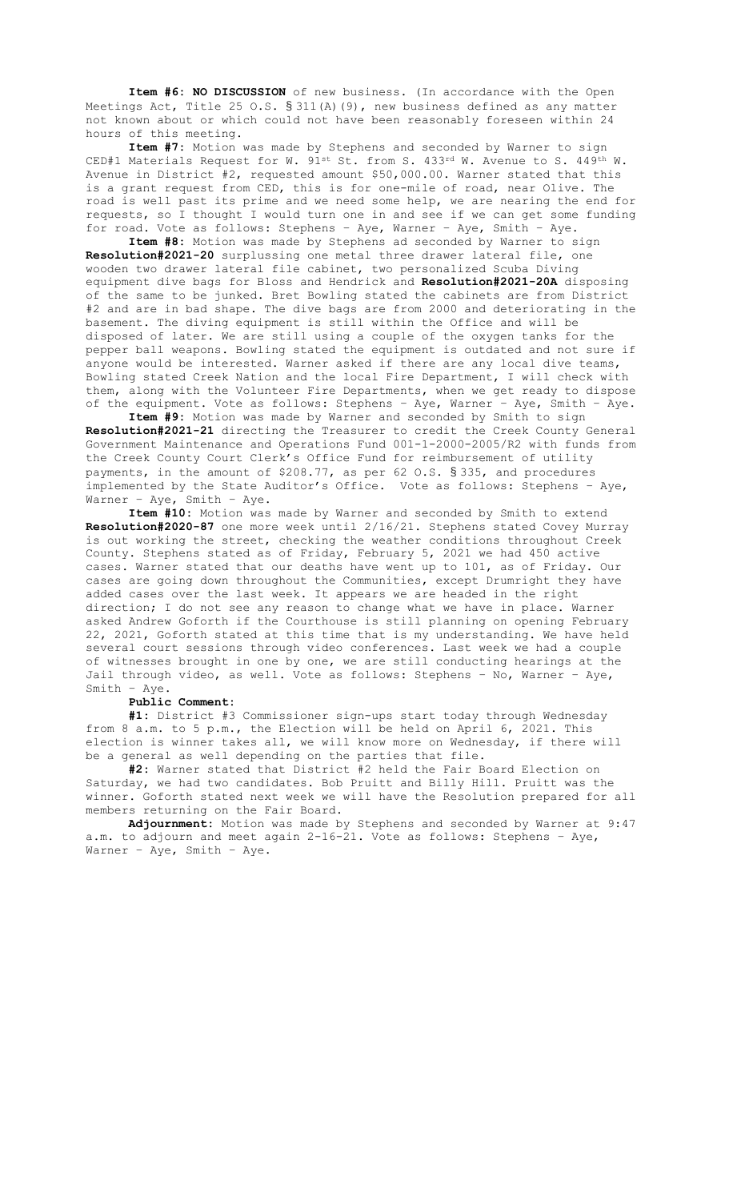**Item #6: NO DISCUSSION** of new business. (In accordance with the Open Meetings Act, Title 25 O.S. § 311(A)(9), new business defined as any matter not known about or which could not have been reasonably foreseen within 24 hours of this meeting.

**Item #7:** Motion was made by Stephens and seconded by Warner to sign CED#1 Materials Request for W. 91st St. from S. 433rd W. Avenue to S. 449th W. Avenue in District #2, requested amount $50,000.00. Warner stated that this is a grant request from CED, this is for one-mile of road, near Olive. The road is well past its prime and we need some help, we are nearing the end for requests, so I thought I would turn one in and see if we can get some funding for road. Vote as follows: Stephens – Aye, Warner – Aye, Smith – Aye.

**Item #8:** Motion was made by Stephens ad seconded by Warner to sign **Resolution#2021-20** surplussing one metal three drawer lateral file, one wooden two drawer lateral file cabinet, two personalized Scuba Diving equipment dive bags for Bloss and Hendrick and **Resolution#2021-20A** disposing of the same to be junked. Bret Bowling stated the cabinets are from District #2 and are in bad shape. The dive bags are from 2000 and deteriorating in the basement. The diving equipment is still within the Office and will be disposed of later. We are still using a couple of the oxygen tanks for the pepper ball weapons. Bowling stated the equipment is outdated and not sure if anyone would be interested. Warner asked if there are any local dive teams, Bowling stated Creek Nation and the local Fire Department, I will check with them, along with the Volunteer Fire Departments, when we get ready to dispose of the equipment. Vote as follows: Stephens – Aye, Warner – Aye, Smith – Aye.

**Item #9:** Motion was made by Warner and seconded by Smith to sign **Resolution#2021-21** directing the Treasurer to credit the Creek County General Government Maintenance and Operations Fund 001-1-2000-2005/R2 with funds from the Creek County Court Clerk's Office Fund for reimbursement of utility payments, in the amount of $208.77, as per 62 O.S. § 335, and procedures implemented by the State Auditor's Office. Vote as follows: Stephens – Aye, Warner – Aye, Smith – Aye.

**Item #10:** Motion was made by Warner and seconded by Smith to extend **Resolution#2020-87** one more week until 2/16/21. Stephens stated Covey Murray is out working the street, checking the weather conditions throughout Creek County. Stephens stated as of Friday, February 5, 2021 we had 450 active cases. Warner stated that our deaths have went up to 101, as of Friday. Our cases are going down throughout the Communities, except Drumright they have added cases over the last week. It appears we are headed in the right direction; I do not see any reason to change what we have in place. Warner asked Andrew Goforth if the Courthouse is still planning on opening February 22, 2021, Goforth stated at this time that is my understanding. We have held several court sessions through video conferences. Last week we had a couple of witnesses brought in one by one, we are still conducting hearings at the Jail through video, as well. Vote as follows: Stephens – No, Warner – Aye, Smith – Aye.

**Public Comment:**

**#1:** District #3 Commissioner sign-ups start today through Wednesday from 8 a.m. to 5 p.m., the Election will be held on April 6, 2021. This election is winner takes all, we will know more on Wednesday, if there will be a general as well depending on the parties that file.

**#2:** Warner stated that District #2 held the Fair Board Election on Saturday, we had two candidates. Bob Pruitt and Billy Hill. Pruitt was the winner. Goforth stated next week we will have the Resolution prepared for all members returning on the Fair Board.

**Adjournment:** Motion was made by Stephens and seconded by Warner at 9:47 a.m. to adjourn and meet again 2-16-21. Vote as follows: Stephens – Aye, Warner – Aye, Smith – Aye.